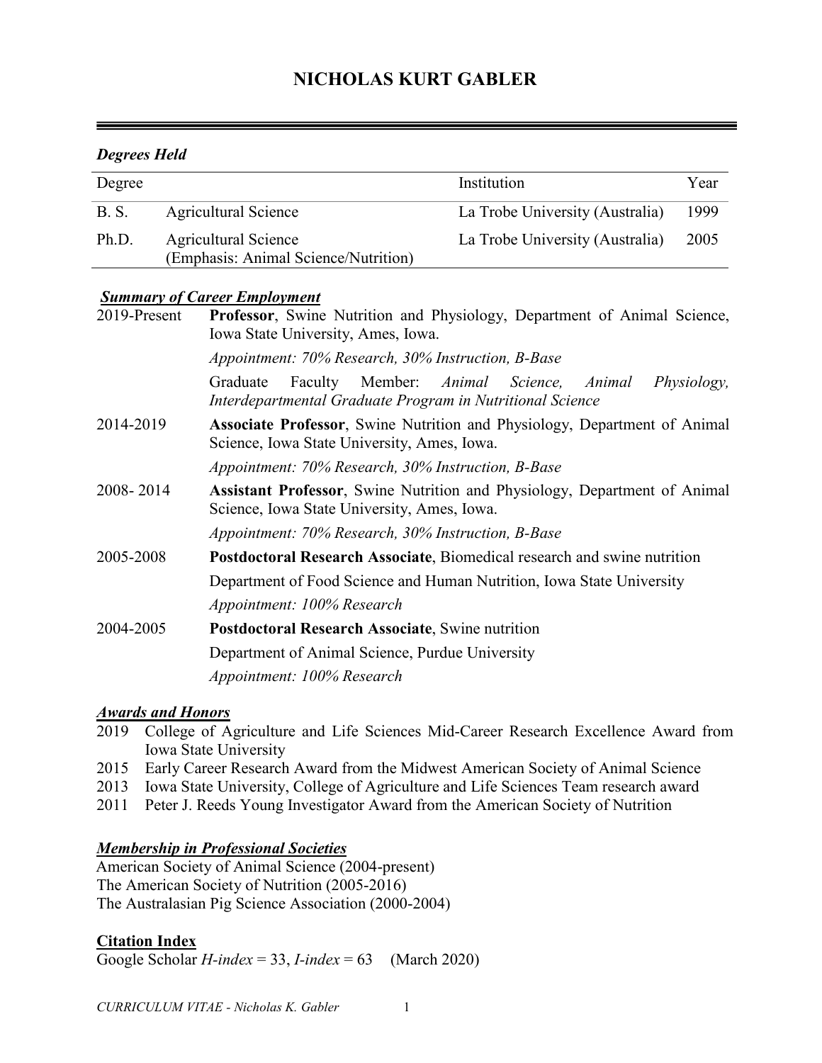# NICHOLAS KURT GABLER

## *Degrees Held*

| Degree | | Institution | Year |
|---|---|---|---|
| B. S. | Agricultural Science | La Trobe University (Australia) | 1999 |
| Ph.D. | Agricultural Science (Emphasis: Animal Science/Nutrition) | La Trobe University (Australia) | 2005 |

## ***Summary of Career Employment***

**2019-Present** — **Professor**, Swine Nutrition and Physiology, Department of Animal Science, Iowa State University, Ames, Iowa.

*Appointment: 70% Research, 30% Instruction, B-Base*

Graduate Faculty Member: *Animal Science, Animal Physiology, Interdepartmental Graduate Program in Nutritional Science*

**2014-2019** — **Associate Professor**, Swine Nutrition and Physiology, Department of Animal Science, Iowa State University, Ames, Iowa.

*Appointment: 70% Research, 30% Instruction, B-Base*

**2008- 2014** — **Assistant Professor**, Swine Nutrition and Physiology, Department of Animal Science, Iowa State University, Ames, Iowa.

*Appointment: 70% Research, 30% Instruction, B-Base*

**2005-2008** — **Postdoctoral Research Associate**, Biomedical research and swine nutrition

Department of Food Science and Human Nutrition, Iowa State University

*Appointment: 100% Research*

**2004-2005** — **Postdoctoral Research Associate**, Swine nutrition

Department of Animal Science, Purdue University

*Appointment: 100% Research*

## ***Awards and Honors***

- 2019 College of Agriculture and Life Sciences Mid-Career Research Excellence Award from Iowa State University
- 2015 Early Career Research Award from the Midwest American Society of Animal Science
- 2013 Iowa State University, College of Agriculture and Life Sciences Team research award
- 2011 Peter J. Reeds Young Investigator Award from the American Society of Nutrition

## ***Membership in Professional Societies***

American Society of Animal Science (2004-present)
The American Society of Nutrition (2005-2016)
The Australasian Pig Science Association (2000-2004)

## **Citation Index**

Google Scholar *H-index* = 33, *I-index* = 63 (March 2020)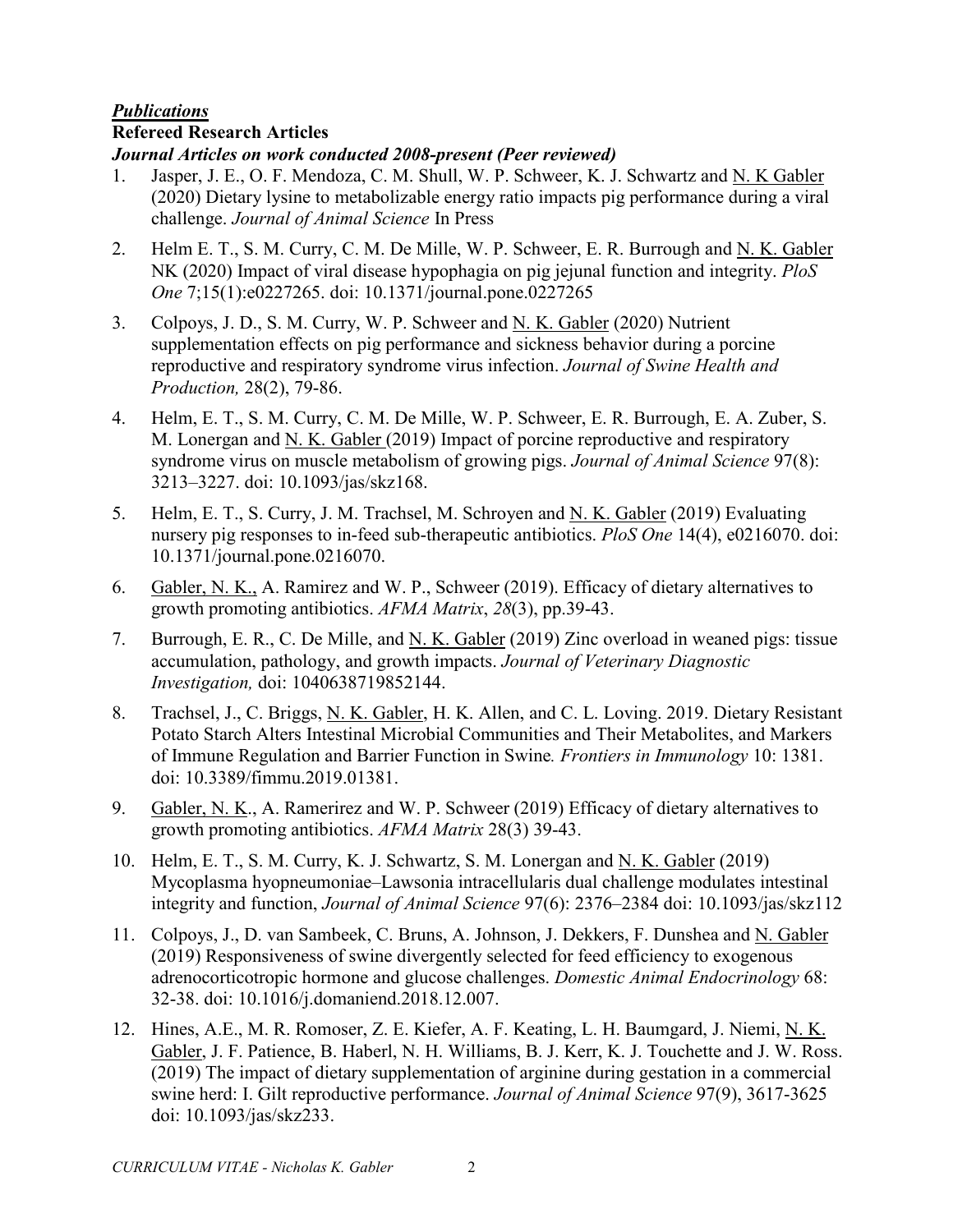## ***Publications***

### **Refereed Research Articles**

***Journal Articles on work conducted 2008-present (Peer reviewed)***

1. Jasper, J. E., O. F. Mendoza, C. M. Shull, W. P. Schweer, K. J. Schwartz and N. K Gabler (2020) Dietary lysine to metabolizable energy ratio impacts pig performance during a viral challenge. *Journal of Animal Science* In Press

2. Helm E. T., S. M. Curry, C. M. De Mille, W. P. Schweer, E. R. Burrough and N. K. Gabler NK (2020) Impact of viral disease hypophagia on pig jejunal function and integrity. *PloS One* 7;15(1):e0227265. doi: 10.1371/journal.pone.0227265

3. Colpoys, J. D., S. M. Curry, W. P. Schweer and N. K. Gabler (2020) Nutrient supplementation effects on pig performance and sickness behavior during a porcine reproductive and respiratory syndrome virus infection. *Journal of Swine Health and Production,* 28(2), 79-86.

4. Helm, E. T., S. M. Curry, C. M. De Mille, W. P. Schweer, E. R. Burrough, E. A. Zuber, S. M. Lonergan and N. K. Gabler (2019) Impact of porcine reproductive and respiratory syndrome virus on muscle metabolism of growing pigs. *Journal of Animal Science* 97(8): 3213–3227. doi: 10.1093/jas/skz168.

5. Helm, E. T., S. Curry, J. M. Trachsel, M. Schroyen and N. K. Gabler (2019) Evaluating nursery pig responses to in-feed sub-therapeutic antibiotics. *PloS One* 14(4), e0216070. doi: 10.1371/journal.pone.0216070.

6. Gabler, N. K., A. Ramirez and W. P., Schweer (2019). Efficacy of dietary alternatives to growth promoting antibiotics. *AFMA Matrix*, *28*(3), pp.39-43.

7. Burrough, E. R., C. De Mille, and N. K. Gabler (2019) Zinc overload in weaned pigs: tissue accumulation, pathology, and growth impacts. *Journal of Veterinary Diagnostic Investigation,* doi: 1040638719852144.

8. Trachsel, J., C. Briggs, N. K. Gabler, H. K. Allen, and C. L. Loving. 2019. Dietary Resistant Potato Starch Alters Intestinal Microbial Communities and Their Metabolites, and Markers of Immune Regulation and Barrier Function in Swine*. Frontiers in Immunology* 10: 1381. doi: 10.3389/fimmu.2019.01381.

9. Gabler, N. K., A. Ramerirez and W. P. Schweer (2019) Efficacy of dietary alternatives to growth promoting antibiotics. *AFMA Matrix* 28(3) 39-43.

10. Helm, E. T., S. M. Curry, K. J. Schwartz, S. M. Lonergan and N. K. Gabler (2019) Mycoplasma hyopneumoniae–Lawsonia intracellularis dual challenge modulates intestinal integrity and function, *Journal of Animal Science* 97(6): 2376–2384 doi: 10.1093/jas/skz112

11. Colpoys, J., D. van Sambeek, C. Bruns, A. Johnson, J. Dekkers, F. Dunshea and N. Gabler (2019) Responsiveness of swine divergently selected for feed efficiency to exogenous adrenocorticotropic hormone and glucose challenges. *Domestic Animal Endocrinology* 68: 32-38. doi: 10.1016/j.domaniend.2018.12.007.

12. Hines, A.E., M. R. Romoser, Z. E. Kiefer, A. F. Keating, L. H. Baumgard, J. Niemi, N. K. Gabler, J. F. Patience, B. Haberl, N. H. Williams, B. J. Kerr, K. J. Touchette and J. W. Ross. (2019) The impact of dietary supplementation of arginine during gestation in a commercial swine herd: I. Gilt reproductive performance. *Journal of Animal Science* 97(9), 3617-3625 doi: 10.1093/jas/skz233.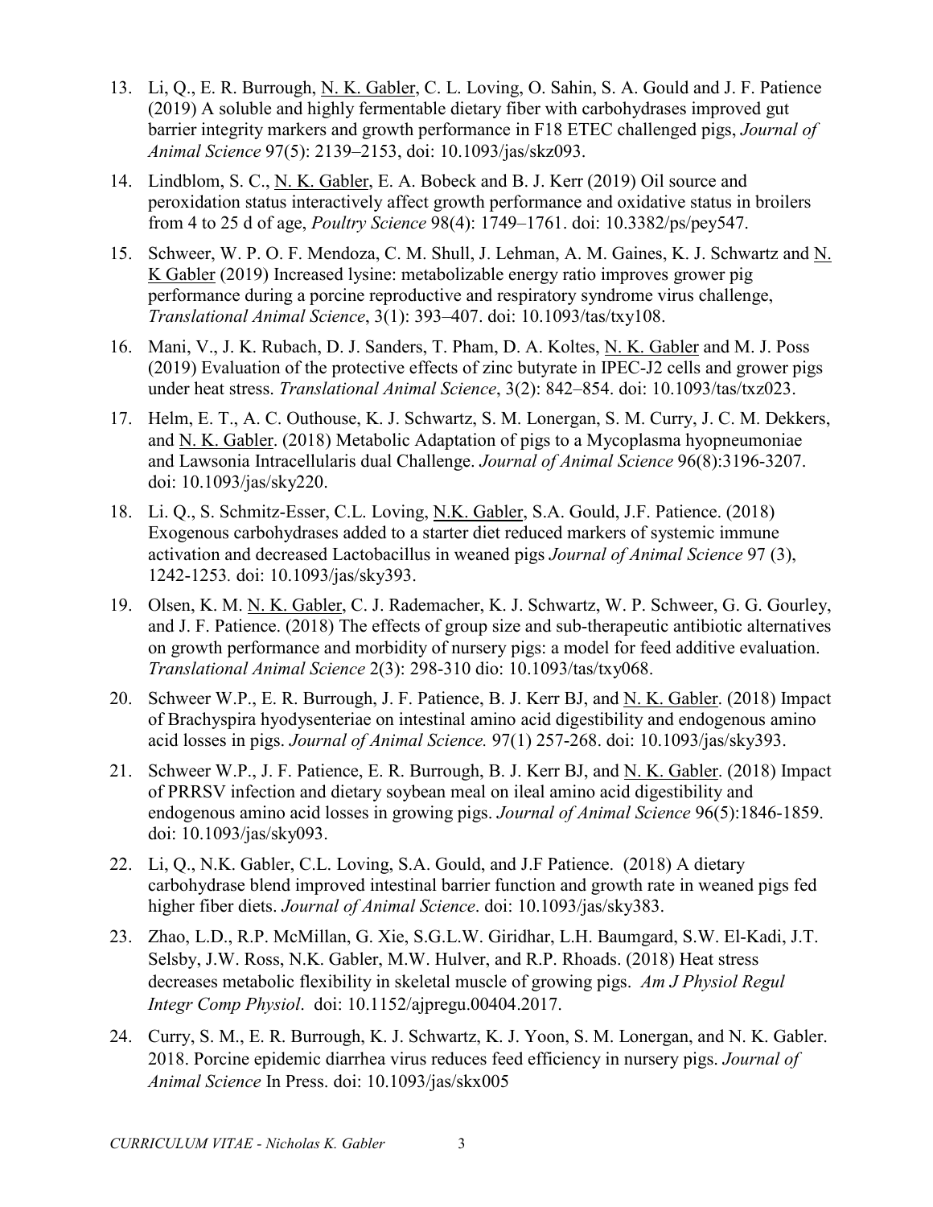13. Li, Q., E. R. Burrough, N. K. Gabler, C. L. Loving, O. Sahin, S. A. Gould and J. F. Patience (2019) A soluble and highly fermentable dietary fiber with carbohydrases improved gut barrier integrity markers and growth performance in F18 ETEC challenged pigs, *Journal of Animal Science* 97(5): 2139–2153, doi: 10.1093/jas/skz093.
14. Lindblom, S. C., N. K. Gabler, E. A. Bobeck and B. J. Kerr (2019) Oil source and peroxidation status interactively affect growth performance and oxidative status in broilers from 4 to 25 d of age, *Poultry Science* 98(4): 1749–1761. doi: 10.3382/ps/pey547.
15. Schweer, W. P. O. F. Mendoza, C. M. Shull, J. Lehman, A. M. Gaines, K. J. Schwartz and N. K Gabler (2019) Increased lysine: metabolizable energy ratio improves grower pig performance during a porcine reproductive and respiratory syndrome virus challenge, *Translational Animal Science*, 3(1): 393–407. doi: 10.1093/tas/txy108.
16. Mani, V., J. K. Rubach, D. J. Sanders, T. Pham, D. A. Koltes, N. K. Gabler and M. J. Poss (2019) Evaluation of the protective effects of zinc butyrate in IPEC-J2 cells and grower pigs under heat stress. *Translational Animal Science*, 3(2): 842–854. doi: 10.1093/tas/txz023.
17. Helm, E. T., A. C. Outhouse, K. J. Schwartz, S. M. Lonergan, S. M. Curry, J. C. M. Dekkers, and N. K. Gabler. (2018) Metabolic Adaptation of pigs to a Mycoplasma hyopneumoniae and Lawsonia Intracellularis dual Challenge. *Journal of Animal Science* 96(8):3196-3207. doi: 10.1093/jas/sky220.
18. Li. Q., S. Schmitz-Esser, C.L. Loving, N.K. Gabler, S.A. Gould, J.F. Patience. (2018) Exogenous carbohydrases added to a starter diet reduced markers of systemic immune activation and decreased Lactobacillus in weaned pigs *Journal of Animal Science* 97 (3), 1242-1253. doi: 10.1093/jas/sky393.
19. Olsen, K. M. N. K. Gabler, C. J. Rademacher, K. J. Schwartz, W. P. Schweer, G. G. Gourley, and J. F. Patience. (2018) The effects of group size and sub-therapeutic antibiotic alternatives on growth performance and morbidity of nursery pigs: a model for feed additive evaluation. *Translational Animal Science* 2(3): 298-310 dio: 10.1093/tas/txy068.
20. Schweer W.P., E. R. Burrough, J. F. Patience, B. J. Kerr BJ, and N. K. Gabler. (2018) Impact of Brachyspira hyodysenteriae on intestinal amino acid digestibility and endogenous amino acid losses in pigs. *Journal of Animal Science.* 97(1) 257-268. doi: 10.1093/jas/sky393.
21. Schweer W.P., J. F. Patience, E. R. Burrough, B. J. Kerr BJ, and N. K. Gabler. (2018) Impact of PRRSV infection and dietary soybean meal on ileal amino acid digestibility and endogenous amino acid losses in growing pigs. *Journal of Animal Science* 96(5):1846-1859. doi: 10.1093/jas/sky093.
22. Li, Q., N.K. Gabler, C.L. Loving, S.A. Gould, and J.F Patience. (2018) A dietary carbohydrase blend improved intestinal barrier function and growth rate in weaned pigs fed higher fiber diets. *Journal of Animal Science*. doi: 10.1093/jas/sky383.
23. Zhao, L.D., R.P. McMillan, G. Xie, S.G.L.W. Giridhar, L.H. Baumgard, S.W. El-Kadi, J.T. Selsby, J.W. Ross, N.K. Gabler, M.W. Hulver, and R.P. Rhoads. (2018) Heat stress decreases metabolic flexibility in skeletal muscle of growing pigs. *Am J Physiol Regul Integr Comp Physiol*. doi: 10.1152/ajpregu.00404.2017.
24. Curry, S. M., E. R. Burrough, K. J. Schwartz, K. J. Yoon, S. M. Lonergan, and N. K. Gabler. 2018. Porcine epidemic diarrhea virus reduces feed efficiency in nursery pigs. *Journal of Animal Science* In Press. doi: 10.1093/jas/skx005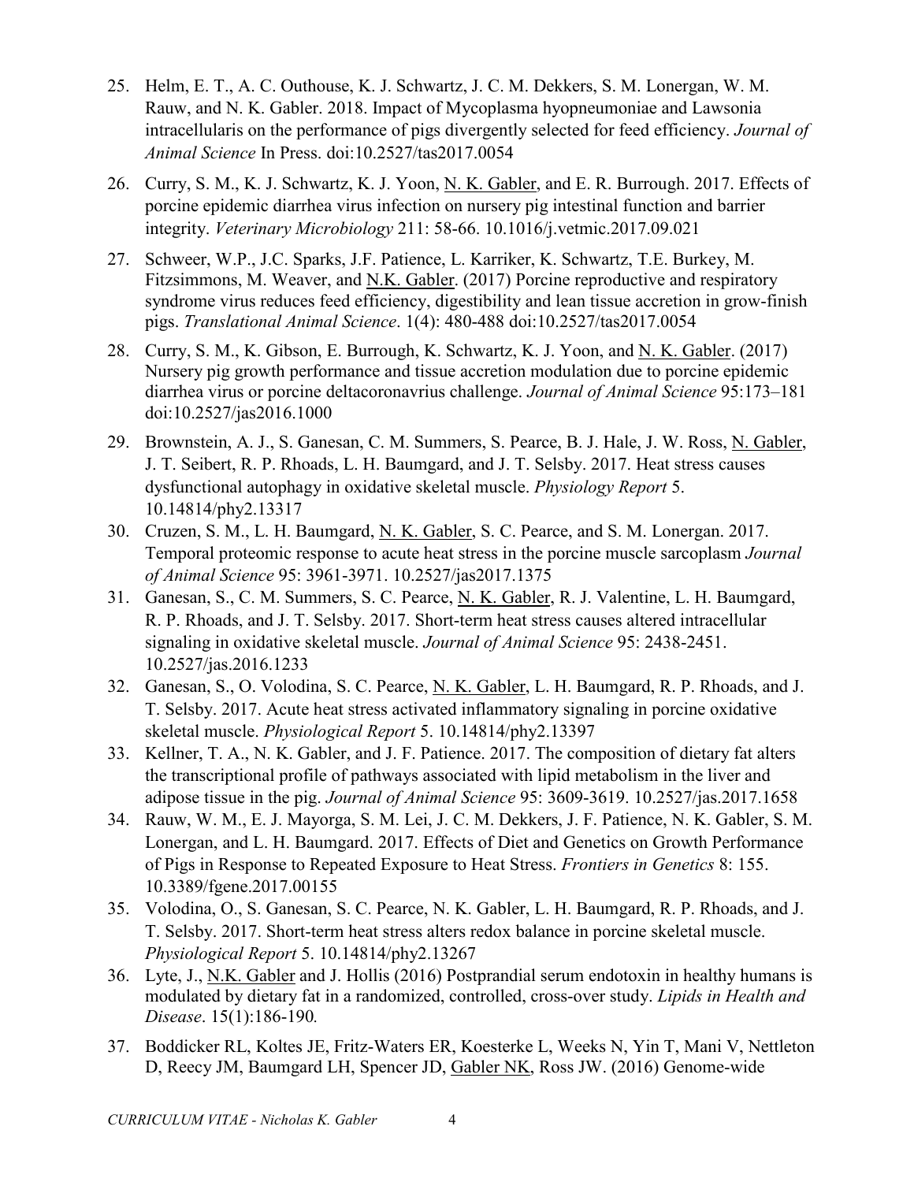25. Helm, E. T., A. C. Outhouse, K. J. Schwartz, J. C. M. Dekkers, S. M. Lonergan, W. M. Rauw, and N. K. Gabler. 2018. Impact of Mycoplasma hyopneumoniae and Lawsonia intracellularis on the performance of pigs divergently selected for feed efficiency. *Journal of Animal Science* In Press. doi:10.2527/tas2017.0054

26. Curry, S. M., K. J. Schwartz, K. J. Yoon, N. K. Gabler, and E. R. Burrough. 2017. Effects of porcine epidemic diarrhea virus infection on nursery pig intestinal function and barrier integrity. *Veterinary Microbiology* 211: 58-66. 10.1016/j.vetmic.2017.09.021

27. Schweer, W.P., J.C. Sparks, J.F. Patience, L. Karriker, K. Schwartz, T.E. Burkey, M. Fitzsimmons, M. Weaver, and N.K. Gabler. (2017) Porcine reproductive and respiratory syndrome virus reduces feed efficiency, digestibility and lean tissue accretion in grow-finish pigs. *Translational Animal Science*. 1(4): 480-488 doi:10.2527/tas2017.0054

28. Curry, S. M., K. Gibson, E. Burrough, K. Schwartz, K. J. Yoon, and N. K. Gabler. (2017) Nursery pig growth performance and tissue accretion modulation due to porcine epidemic diarrhea virus or porcine deltacoronavrius challenge. *Journal of Animal Science* 95:173–181 doi:10.2527/jas2016.1000

29. Brownstein, A. J., S. Ganesan, C. M. Summers, S. Pearce, B. J. Hale, J. W. Ross, N. Gabler, J. T. Seibert, R. P. Rhoads, L. H. Baumgard, and J. T. Selsby. 2017. Heat stress causes dysfunctional autophagy in oxidative skeletal muscle. *Physiology Report* 5. 10.14814/phy2.13317

30. Cruzen, S. M., L. H. Baumgard, N. K. Gabler, S. C. Pearce, and S. M. Lonergan. 2017. Temporal proteomic response to acute heat stress in the porcine muscle sarcoplasm *Journal of Animal Science* 95: 3961-3971. 10.2527/jas2017.1375

31. Ganesan, S., C. M. Summers, S. C. Pearce, N. K. Gabler, R. J. Valentine, L. H. Baumgard, R. P. Rhoads, and J. T. Selsby. 2017. Short-term heat stress causes altered intracellular signaling in oxidative skeletal muscle. *Journal of Animal Science* 95: 2438-2451. 10.2527/jas.2016.1233

32. Ganesan, S., O. Volodina, S. C. Pearce, N. K. Gabler, L. H. Baumgard, R. P. Rhoads, and J. T. Selsby. 2017. Acute heat stress activated inflammatory signaling in porcine oxidative skeletal muscle. *Physiological Report* 5. 10.14814/phy2.13397

33. Kellner, T. A., N. K. Gabler, and J. F. Patience. 2017. The composition of dietary fat alters the transcriptional profile of pathways associated with lipid metabolism in the liver and adipose tissue in the pig. *Journal of Animal Science* 95: 3609-3619. 10.2527/jas.2017.1658

34. Rauw, W. M., E. J. Mayorga, S. M. Lei, J. C. M. Dekkers, J. F. Patience, N. K. Gabler, S. M. Lonergan, and L. H. Baumgard. 2017. Effects of Diet and Genetics on Growth Performance of Pigs in Response to Repeated Exposure to Heat Stress. *Frontiers in Genetics* 8: 155. 10.3389/fgene.2017.00155

35. Volodina, O., S. Ganesan, S. C. Pearce, N. K. Gabler, L. H. Baumgard, R. P. Rhoads, and J. T. Selsby. 2017. Short-term heat stress alters redox balance in porcine skeletal muscle. *Physiological Report* 5. 10.14814/phy2.13267

36. Lyte, J., N.K. Gabler and J. Hollis (2016) Postprandial serum endotoxin in healthy humans is modulated by dietary fat in a randomized, controlled, cross-over study. *Lipids in Health and Disease*. 15(1):186-190*.*

37. Boddicker RL, Koltes JE, Fritz-Waters ER, Koesterke L, Weeks N, Yin T, Mani V, Nettleton D, Reecy JM, Baumgard LH, Spencer JD, Gabler NK, Ross JW. (2016) Genome-wide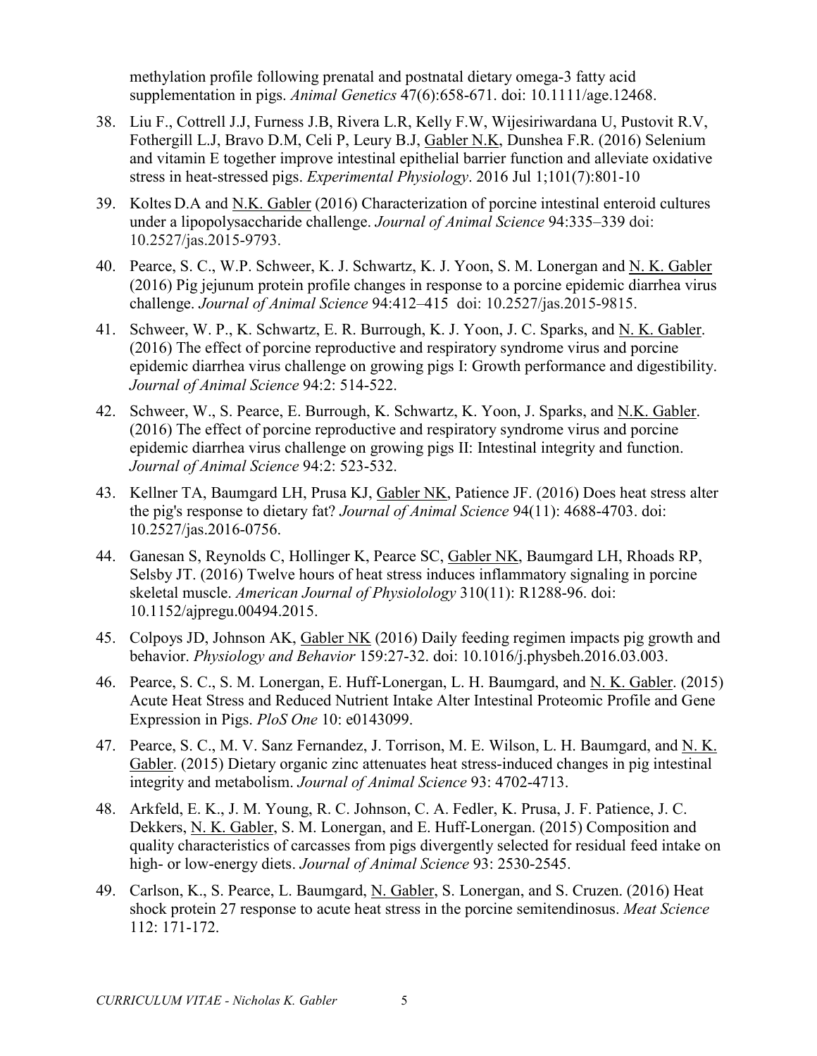methylation profile following prenatal and postnatal dietary omega-3 fatty acid supplementation in pigs. *Animal Genetics* 47(6):658-671. doi: 10.1111/age.12468.

38. Liu F., Cottrell J.J, Furness J.B, Rivera L.R, Kelly F.W, Wijesiriwardana U, Pustovit R.V, Fothergill L.J, Bravo D.M, Celi P, Leury B.J, Gabler N.K, Dunshea F.R. (2016) Selenium and vitamin E together improve intestinal epithelial barrier function and alleviate oxidative stress in heat-stressed pigs. *Experimental Physiology*. 2016 Jul 1;101(7):801-10

39. Koltes D.A and N.K. Gabler (2016) Characterization of porcine intestinal enteroid cultures under a lipopolysaccharide challenge. *Journal of Animal Science* 94:335–339 doi: 10.2527/jas.2015-9793.

40. Pearce, S. C., W.P. Schweer, K. J. Schwartz, K. J. Yoon, S. M. Lonergan and N. K. Gabler (2016) Pig jejunum protein profile changes in response to a porcine epidemic diarrhea virus challenge. *Journal of Animal Science* 94:412–415 doi: 10.2527/jas.2015-9815.

41. Schweer, W. P., K. Schwartz, E. R. Burrough, K. J. Yoon, J. C. Sparks, and N. K. Gabler. (2016) The effect of porcine reproductive and respiratory syndrome virus and porcine epidemic diarrhea virus challenge on growing pigs I: Growth performance and digestibility. *Journal of Animal Science* 94:2: 514-522.

42. Schweer, W., S. Pearce, E. Burrough, K. Schwartz, K. Yoon, J. Sparks, and N.K. Gabler. (2016) The effect of porcine reproductive and respiratory syndrome virus and porcine epidemic diarrhea virus challenge on growing pigs II: Intestinal integrity and function. *Journal of Animal Science* 94:2: 523-532.

43. Kellner TA, Baumgard LH, Prusa KJ, Gabler NK, Patience JF. (2016) Does heat stress alter the pig's response to dietary fat? *Journal of Animal Science* 94(11): 4688-4703. doi: 10.2527/jas.2016-0756.

44. Ganesan S, Reynolds C, Hollinger K, Pearce SC, Gabler NK, Baumgard LH, Rhoads RP, Selsby JT. (2016) Twelve hours of heat stress induces inflammatory signaling in porcine skeletal muscle. *American Journal of Physiolology* 310(11): R1288-96. doi: 10.1152/ajpregu.00494.2015.

45. Colpoys JD, Johnson AK, Gabler NK (2016) Daily feeding regimen impacts pig growth and behavior. *Physiology and Behavior* 159:27-32. doi: 10.1016/j.physbeh.2016.03.003.

46. Pearce, S. C., S. M. Lonergan, E. Huff-Lonergan, L. H. Baumgard, and N. K. Gabler. (2015) Acute Heat Stress and Reduced Nutrient Intake Alter Intestinal Proteomic Profile and Gene Expression in Pigs. *PloS One* 10: e0143099.

47. Pearce, S. C., M. V. Sanz Fernandez, J. Torrison, M. E. Wilson, L. H. Baumgard, and N. K. Gabler. (2015) Dietary organic zinc attenuates heat stress-induced changes in pig intestinal integrity and metabolism. *Journal of Animal Science* 93: 4702-4713.

48. Arkfeld, E. K., J. M. Young, R. C. Johnson, C. A. Fedler, K. Prusa, J. F. Patience, J. C. Dekkers, N. K. Gabler, S. M. Lonergan, and E. Huff-Lonergan. (2015) Composition and quality characteristics of carcasses from pigs divergently selected for residual feed intake on high- or low-energy diets. *Journal of Animal Science* 93: 2530-2545.

49. Carlson, K., S. Pearce, L. Baumgard, N. Gabler, S. Lonergan, and S. Cruzen. (2016) Heat shock protein 27 response to acute heat stress in the porcine semitendinosus. *Meat Science* 112: 171-172.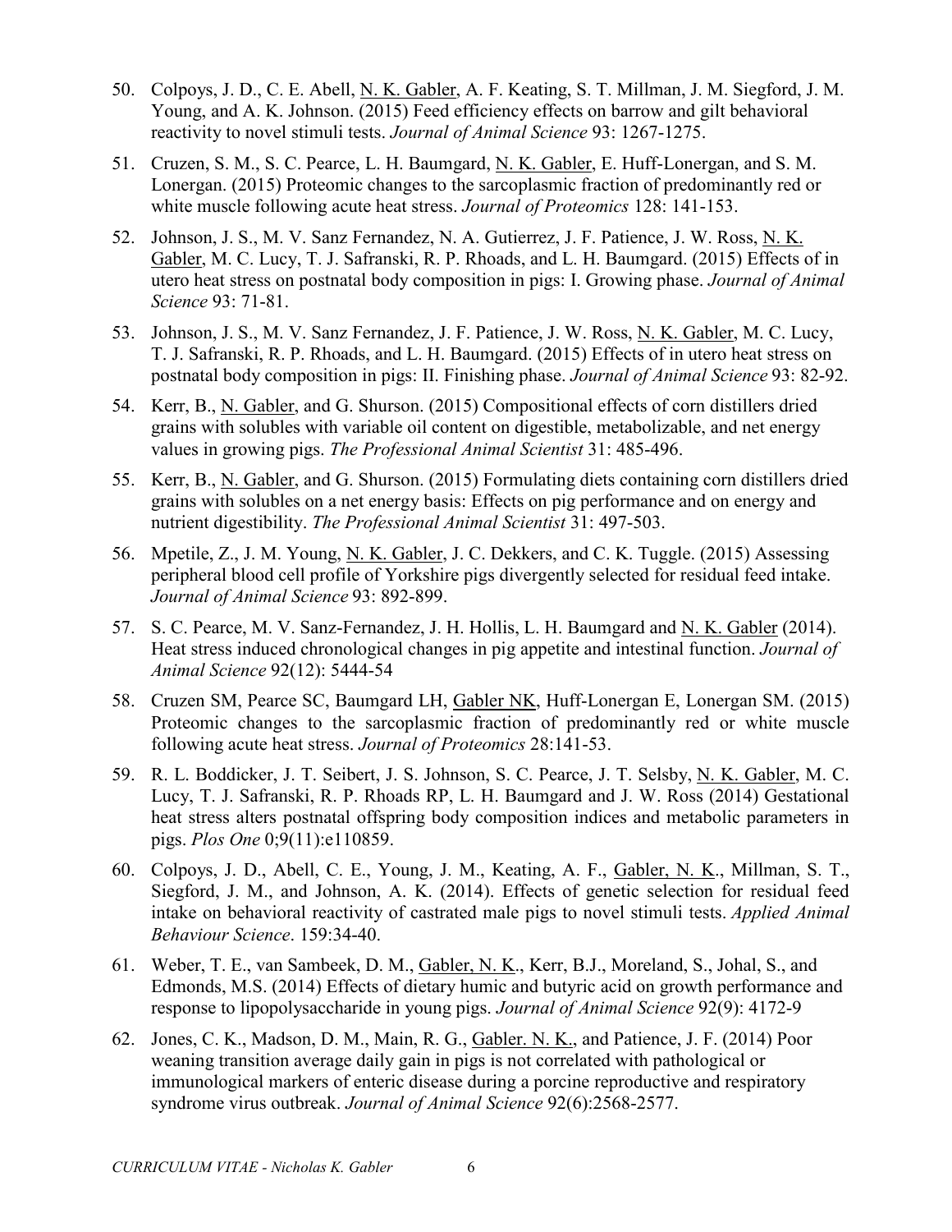50. Colpoys, J. D., C. E. Abell, N. K. Gabler, A. F. Keating, S. T. Millman, J. M. Siegford, J. M. Young, and A. K. Johnson. (2015) Feed efficiency effects on barrow and gilt behavioral reactivity to novel stimuli tests. *Journal of Animal Science* 93: 1267-1275.

51. Cruzen, S. M., S. C. Pearce, L. H. Baumgard, N. K. Gabler, E. Huff-Lonergan, and S. M. Lonergan. (2015) Proteomic changes to the sarcoplasmic fraction of predominantly red or white muscle following acute heat stress. *Journal of Proteomics* 128: 141-153.

52. Johnson, J. S., M. V. Sanz Fernandez, N. A. Gutierrez, J. F. Patience, J. W. Ross, N. K. Gabler, M. C. Lucy, T. J. Safranski, R. P. Rhoads, and L. H. Baumgard. (2015) Effects of in utero heat stress on postnatal body composition in pigs: I. Growing phase. *Journal of Animal Science* 93: 71-81.

53. Johnson, J. S., M. V. Sanz Fernandez, J. F. Patience, J. W. Ross, N. K. Gabler, M. C. Lucy, T. J. Safranski, R. P. Rhoads, and L. H. Baumgard. (2015) Effects of in utero heat stress on postnatal body composition in pigs: II. Finishing phase. *Journal of Animal Science* 93: 82-92.

54. Kerr, B., N. Gabler, and G. Shurson. (2015) Compositional effects of corn distillers dried grains with solubles with variable oil content on digestible, metabolizable, and net energy values in growing pigs. *The Professional Animal Scientist* 31: 485-496.

55. Kerr, B., N. Gabler, and G. Shurson. (2015) Formulating diets containing corn distillers dried grains with solubles on a net energy basis: Effects on pig performance and on energy and nutrient digestibility. *The Professional Animal Scientist* 31: 497-503.

56. Mpetile, Z., J. M. Young, N. K. Gabler, J. C. Dekkers, and C. K. Tuggle. (2015) Assessing peripheral blood cell profile of Yorkshire pigs divergently selected for residual feed intake. *Journal of Animal Science* 93: 892-899.

57. S. C. Pearce, M. V. Sanz-Fernandez, J. H. Hollis, L. H. Baumgard and N. K. Gabler (2014). Heat stress induced chronological changes in pig appetite and intestinal function. *Journal of Animal Science* 92(12): 5444-54

58. Cruzen SM, Pearce SC, Baumgard LH, Gabler NK, Huff-Lonergan E, Lonergan SM. (2015) Proteomic changes to the sarcoplasmic fraction of predominantly red or white muscle following acute heat stress. *Journal of Proteomics* 28:141-53.

59. R. L. Boddicker, J. T. Seibert, J. S. Johnson, S. C. Pearce, J. T. Selsby, N. K. Gabler, M. C. Lucy, T. J. Safranski, R. P. Rhoads RP, L. H. Baumgard and J. W. Ross (2014) Gestational heat stress alters postnatal offspring body composition indices and metabolic parameters in pigs. *Plos One* 0;9(11):e110859.

60. Colpoys, J. D., Abell, C. E., Young, J. M., Keating, A. F., Gabler, N. K., Millman, S. T., Siegford, J. M., and Johnson, A. K. (2014). Effects of genetic selection for residual feed intake on behavioral reactivity of castrated male pigs to novel stimuli tests. *Applied Animal Behaviour Science*. 159:34-40.

61. Weber, T. E., van Sambeek, D. M., Gabler, N. K., Kerr, B.J., Moreland, S., Johal, S., and Edmonds, M.S. (2014) Effects of dietary humic and butyric acid on growth performance and response to lipopolysaccharide in young pigs. *Journal of Animal Science* 92(9): 4172-9

62. Jones, C. K., Madson, D. M., Main, R. G., Gabler. N. K., and Patience, J. F. (2014) Poor weaning transition average daily gain in pigs is not correlated with pathological or immunological markers of enteric disease during a porcine reproductive and respiratory syndrome virus outbreak. *Journal of Animal Science* 92(6):2568-2577.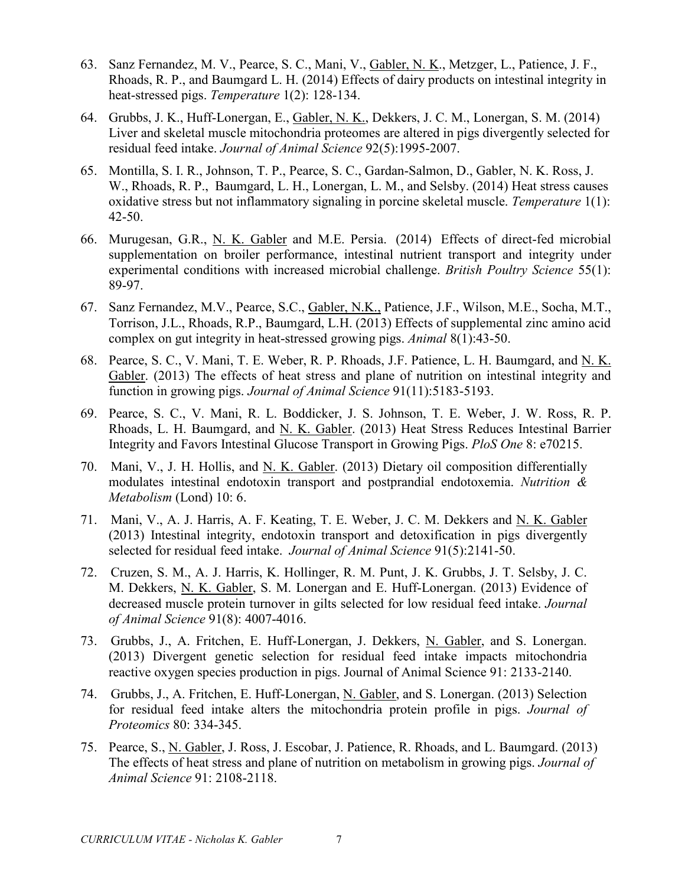63. Sanz Fernandez, M. V., Pearce, S. C., Mani, V., Gabler, N. K., Metzger, L., Patience, J. F., Rhoads, R. P., and Baumgard L. H. (2014) Effects of dairy products on intestinal integrity in heat-stressed pigs. *Temperature* 1(2): 128-134.

64. Grubbs, J. K., Huff-Lonergan, E., Gabler, N. K., Dekkers, J. C. M., Lonergan, S. M. (2014) Liver and skeletal muscle mitochondria proteomes are altered in pigs divergently selected for residual feed intake. *Journal of Animal Science* 92(5):1995-2007.

65. Montilla, S. I. R., Johnson, T. P., Pearce, S. C., Gardan-Salmon, D., Gabler, N. K. Ross, J. W., Rhoads, R. P., Baumgard, L. H., Lonergan, L. M., and Selsby. (2014) Heat stress causes oxidative stress but not inflammatory signaling in porcine skeletal muscle. *Temperature* 1(1): 42-50.

66. Murugesan, G.R., N. K. Gabler and M.E. Persia. (2014) Effects of direct-fed microbial supplementation on broiler performance, intestinal nutrient transport and integrity under experimental conditions with increased microbial challenge. *British Poultry Science* 55(1): 89-97.

67. Sanz Fernandez, M.V., Pearce, S.C., Gabler, N.K., Patience, J.F., Wilson, M.E., Socha, M.T., Torrison, J.L., Rhoads, R.P., Baumgard, L.H. (2013) Effects of supplemental zinc amino acid complex on gut integrity in heat-stressed growing pigs. *Animal* 8(1):43-50.

68. Pearce, S. C., V. Mani, T. E. Weber, R. P. Rhoads, J.F. Patience, L. H. Baumgard, and N. K. Gabler. (2013) The effects of heat stress and plane of nutrition on intestinal integrity and function in growing pigs. *Journal of Animal Science* 91(11):5183-5193.

69. Pearce, S. C., V. Mani, R. L. Boddicker, J. S. Johnson, T. E. Weber, J. W. Ross, R. P. Rhoads, L. H. Baumgard, and N. K. Gabler. (2013) Heat Stress Reduces Intestinal Barrier Integrity and Favors Intestinal Glucose Transport in Growing Pigs. *PloS One* 8: e70215.

70. Mani, V., J. H. Hollis, and N. K. Gabler. (2013) Dietary oil composition differentially modulates intestinal endotoxin transport and postprandial endotoxemia. *Nutrition & Metabolism* (Lond) 10: 6.

71. Mani, V., A. J. Harris, A. F. Keating, T. E. Weber, J. C. M. Dekkers and N. K. Gabler (2013) Intestinal integrity, endotoxin transport and detoxification in pigs divergently selected for residual feed intake. *Journal of Animal Science* 91(5):2141-50.

72. Cruzen, S. M., A. J. Harris, K. Hollinger, R. M. Punt, J. K. Grubbs, J. T. Selsby, J. C. M. Dekkers, N. K. Gabler, S. M. Lonergan and E. Huff-Lonergan. (2013) Evidence of decreased muscle protein turnover in gilts selected for low residual feed intake. *Journal of Animal Science* 91(8): 4007-4016.

73. Grubbs, J., A. Fritchen, E. Huff-Lonergan, J. Dekkers, N. Gabler, and S. Lonergan. (2013) Divergent genetic selection for residual feed intake impacts mitochondria reactive oxygen species production in pigs. Journal of Animal Science 91: 2133-2140.

74. Grubbs, J., A. Fritchen, E. Huff-Lonergan, N. Gabler, and S. Lonergan. (2013) Selection for residual feed intake alters the mitochondria protein profile in pigs. *Journal of Proteomics* 80: 334-345.

75. Pearce, S., N. Gabler, J. Ross, J. Escobar, J. Patience, R. Rhoads, and L. Baumgard. (2013) The effects of heat stress and plane of nutrition on metabolism in growing pigs. *Journal of Animal Science* 91: 2108-2118.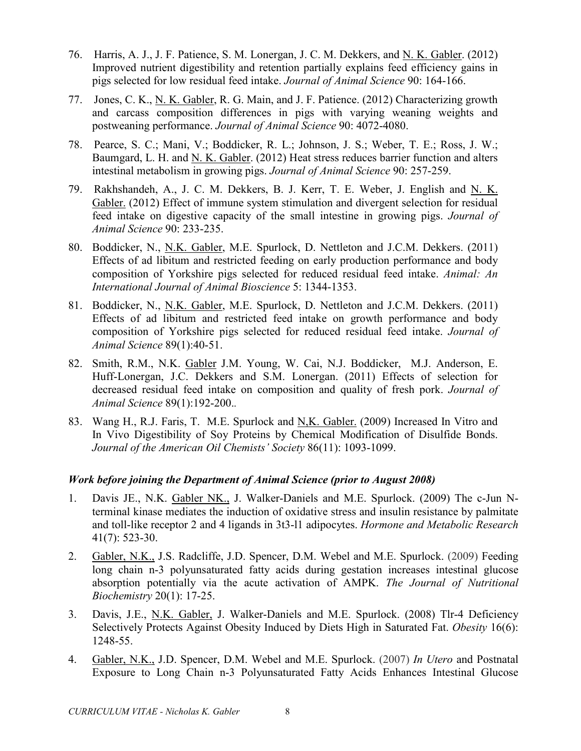76. Harris, A. J., J. F. Patience, S. M. Lonergan, J. C. M. Dekkers, and N. K. Gabler. (2012) Improved nutrient digestibility and retention partially explains feed efficiency gains in pigs selected for low residual feed intake. *Journal of Animal Science* 90: 164-166.

77. Jones, C. K., N. K. Gabler, R. G. Main, and J. F. Patience. (2012) Characterizing growth and carcass composition differences in pigs with varying weaning weights and postweaning performance. *Journal of Animal Science* 90: 4072-4080.

78. Pearce, S. C.; Mani, V.; Boddicker, R. L.; Johnson, J. S.; Weber, T. E.; Ross, J. W.; Baumgard, L. H. and N. K. Gabler. (2012) Heat stress reduces barrier function and alters intestinal metabolism in growing pigs. *Journal of Animal Science* 90: 257-259.

79. Rakhshandeh, A., J. C. M. Dekkers, B. J. Kerr, T. E. Weber, J. English and N. K. Gabler. (2012) Effect of immune system stimulation and divergent selection for residual feed intake on digestive capacity of the small intestine in growing pigs. *Journal of Animal Science* 90: 233-235.

80. Boddicker, N., N.K. Gabler, M.E. Spurlock, D. Nettleton and J.C.M. Dekkers. (2011) Effects of ad libitum and restricted feeding on early production performance and body composition of Yorkshire pigs selected for reduced residual feed intake. *Animal: An International Journal of Animal Bioscience* 5: 1344-1353.

81. Boddicker, N., N.K. Gabler, M.E. Spurlock, D. Nettleton and J.C.M. Dekkers. (2011) Effects of ad libitum and restricted feed intake on growth performance and body composition of Yorkshire pigs selected for reduced residual feed intake. *Journal of Animal Science* 89(1):40-51.

82. Smith, R.M., N.K. Gabler J.M. Young, W. Cai, N.J. Boddicker, M.J. Anderson, E. Huff-Lonergan, J.C. Dekkers and S.M. Lonergan. (2011) Effects of selection for decreased residual feed intake on composition and quality of fresh pork. *Journal of Animal Science* 89(1):192-200..

83. Wang H., R.J. Faris, T. M.E. Spurlock and N,K. Gabler. (2009) Increased In Vitro and In Vivo Digestibility of Soy Proteins by Chemical Modification of Disulfide Bonds. *Journal of the American Oil Chemists' Society* 86(11): 1093-1099.

### *Work before joining the Department of Animal Science (prior to August 2008)*

1. Davis JE., N.K. Gabler NK., J. Walker-Daniels and M.E. Spurlock. (2009) The c-Jun N-terminal kinase mediates the induction of oxidative stress and insulin resistance by palmitate and toll-like receptor 2 and 4 ligands in 3t3-l1 adipocytes. *Hormone and Metabolic Research* 41(7): 523-30.

2. Gabler, N.K., J.S. Radcliffe, J.D. Spencer, D.M. Webel and M.E. Spurlock. (2009) Feeding long chain n-3 polyunsaturated fatty acids during gestation increases intestinal glucose absorption potentially via the acute activation of AMPK. *The Journal of Nutritional Biochemistry* 20(1): 17-25.

3. Davis, J.E., N.K. Gabler, J. Walker-Daniels and M.E. Spurlock. (2008) Tlr-4 Deficiency Selectively Protects Against Obesity Induced by Diets High in Saturated Fat. *Obesity* 16(6): 1248-55.

4. Gabler, N.K., J.D. Spencer, D.M. Webel and M.E. Spurlock. (2007) *In Utero* and Postnatal Exposure to Long Chain n-3 Polyunsaturated Fatty Acids Enhances Intestinal Glucose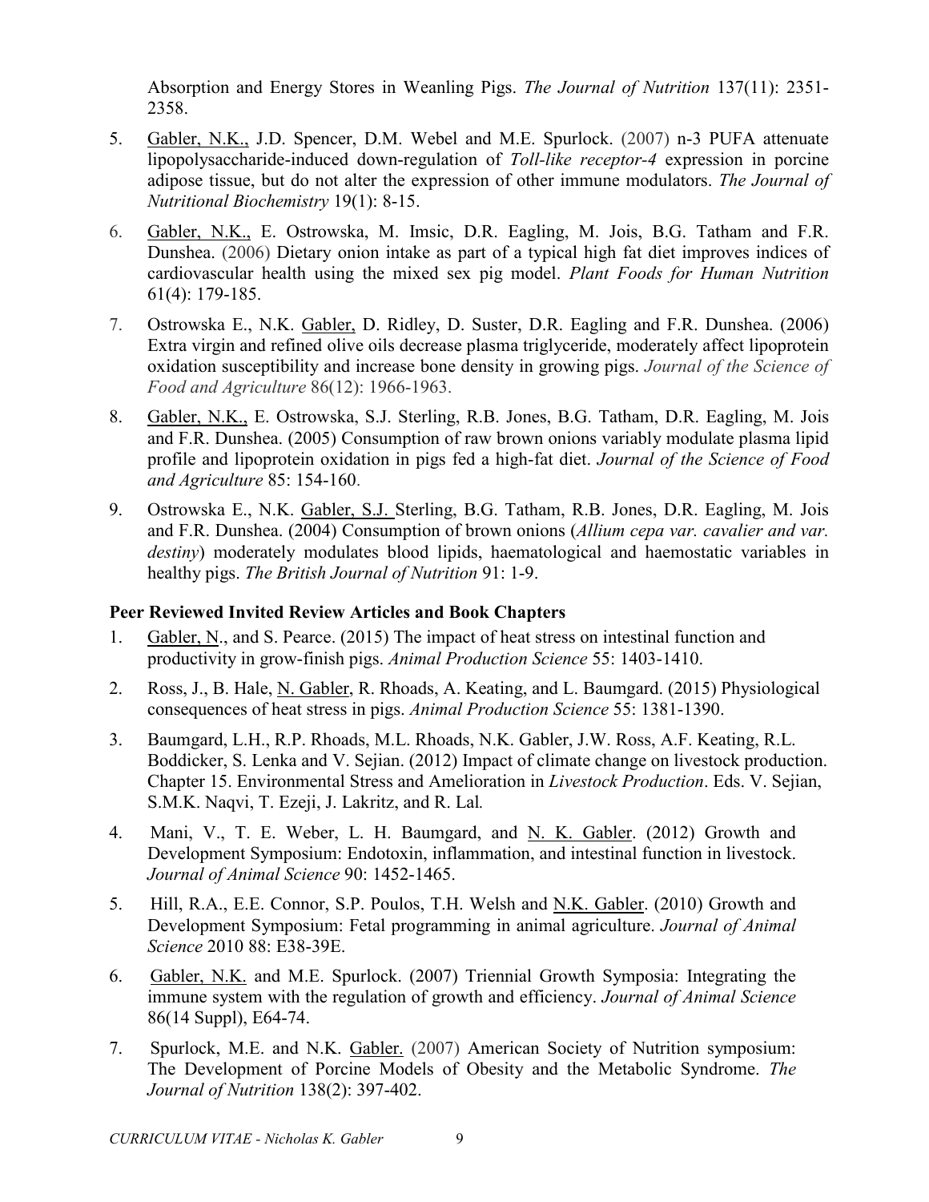Absorption and Energy Stores in Weanling Pigs. *The Journal of Nutrition* 137(11): 2351-2358.

5. Gabler, N.K., J.D. Spencer, D.M. Webel and M.E. Spurlock. (2007) n-3 PUFA attenuate lipopolysaccharide-induced down-regulation of *Toll-like receptor-4* expression in porcine adipose tissue, but do not alter the expression of other immune modulators. *The Journal of Nutritional Biochemistry* 19(1): 8-15.

6. Gabler, N.K., E. Ostrowska, M. Imsic, D.R. Eagling, M. Jois, B.G. Tatham and F.R. Dunshea. (2006) Dietary onion intake as part of a typical high fat diet improves indices of cardiovascular health using the mixed sex pig model. *Plant Foods for Human Nutrition* 61(4): 179-185.

7. Ostrowska E., N.K. Gabler, D. Ridley, D. Suster, D.R. Eagling and F.R. Dunshea. (2006) Extra virgin and refined olive oils decrease plasma triglyceride, moderately affect lipoprotein oxidation susceptibility and increase bone density in growing pigs. *Journal of the Science of Food and Agriculture* 86(12): 1966-1963.

8. Gabler, N.K., E. Ostrowska, S.J. Sterling, R.B. Jones, B.G. Tatham, D.R. Eagling, M. Jois and F.R. Dunshea. (2005) Consumption of raw brown onions variably modulate plasma lipid profile and lipoprotein oxidation in pigs fed a high-fat diet. *Journal of the Science of Food and Agriculture* 85: 154-160.

9. Ostrowska E., N.K. Gabler, S.J. Sterling, B.G. Tatham, R.B. Jones, D.R. Eagling, M. Jois and F.R. Dunshea. (2004) Consumption of brown onions (*Allium cepa var. cavalier and var. destiny*) moderately modulates blood lipids, haematological and haemostatic variables in healthy pigs. *The British Journal of Nutrition* 91: 1-9.

**Peer Reviewed Invited Review Articles and Book Chapters**

1. Gabler, N., and S. Pearce. (2015) The impact of heat stress on intestinal function and productivity in grow-finish pigs. *Animal Production Science* 55: 1403-1410.

2. Ross, J., B. Hale, N. Gabler, R. Rhoads, A. Keating, and L. Baumgard. (2015) Physiological consequences of heat stress in pigs. *Animal Production Science* 55: 1381-1390.

3. Baumgard, L.H., R.P. Rhoads, M.L. Rhoads, N.K. Gabler, J.W. Ross, A.F. Keating, R.L. Boddicker, S. Lenka and V. Sejian. (2012) Impact of climate change on livestock production. Chapter 15. Environmental Stress and Amelioration in *Livestock Production*. Eds. V. Sejian, S.M.K. Naqvi, T. Ezeji, J. Lakritz, and R. Lal.

4. Mani, V., T. E. Weber, L. H. Baumgard, and N. K. Gabler. (2012) Growth and Development Symposium: Endotoxin, inflammation, and intestinal function in livestock. *Journal of Animal Science* 90: 1452-1465.

5. Hill, R.A., E.E. Connor, S.P. Poulos, T.H. Welsh and N.K. Gabler. (2010) Growth and Development Symposium: Fetal programming in animal agriculture. *Journal of Animal Science* 2010 88: E38-39E.

6. Gabler, N.K. and M.E. Spurlock. (2007) Triennial Growth Symposia: Integrating the immune system with the regulation of growth and efficiency. *Journal of Animal Science* 86(14 Suppl), E64-74.

7. Spurlock, M.E. and N.K. Gabler. (2007) American Society of Nutrition symposium: The Development of Porcine Models of Obesity and the Metabolic Syndrome. *The Journal of Nutrition* 138(2): 397-402.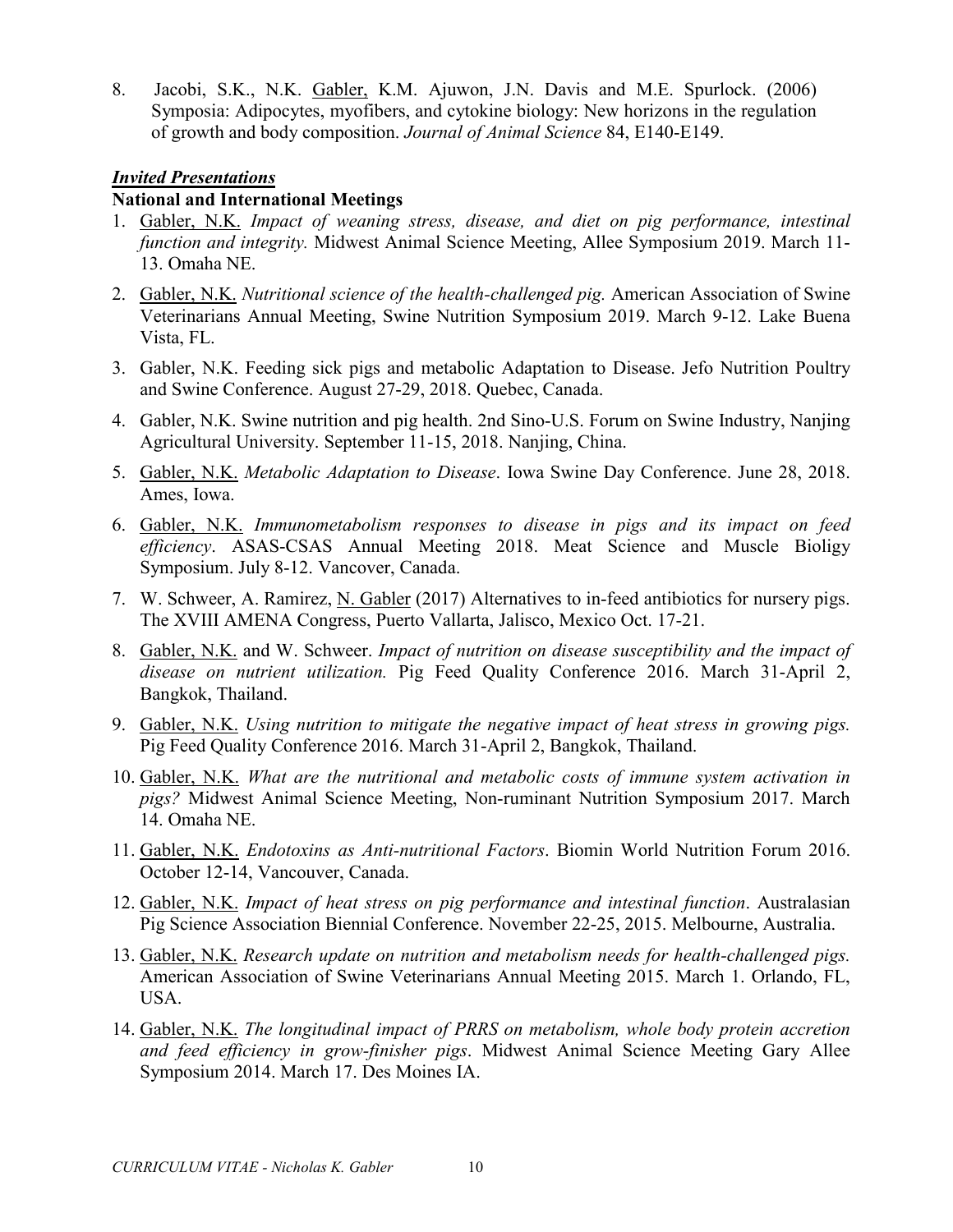8. Jacobi, S.K., N.K. Gabler, K.M. Ajuwon, J.N. Davis and M.E. Spurlock. (2006) Symposia: Adipocytes, myofibers, and cytokine biology: New horizons in the regulation of growth and body composition. *Journal of Animal Science* 84, E140-E149.

### ***Invited Presentations***

**National and International Meetings**

1. Gabler, N.K. *Impact of weaning stress, disease, and diet on pig performance, intestinal function and integrity.* Midwest Animal Science Meeting, Allee Symposium 2019. March 11-13. Omaha NE.
2. Gabler, N.K. *Nutritional science of the health-challenged pig.* American Association of Swine Veterinarians Annual Meeting, Swine Nutrition Symposium 2019. March 9-12. Lake Buena Vista, FL.
3. Gabler, N.K. Feeding sick pigs and metabolic Adaptation to Disease. Jefo Nutrition Poultry and Swine Conference. August 27-29, 2018. Quebec, Canada.
4. Gabler, N.K. Swine nutrition and pig health. 2nd Sino-U.S. Forum on Swine Industry, Nanjing Agricultural University. September 11-15, 2018. Nanjing, China.
5. Gabler, N.K. *Metabolic Adaptation to Disease*. Iowa Swine Day Conference. June 28, 2018. Ames, Iowa.
6. Gabler, N.K. *Immunometabolism responses to disease in pigs and its impact on feed efficiency*. ASAS-CSAS Annual Meeting 2018. Meat Science and Muscle Bioligy Symposium. July 8-12. Vancover, Canada.
7. W. Schweer, A. Ramirez, N. Gabler (2017) Alternatives to in-feed antibiotics for nursery pigs. The XVIII AMENA Congress, Puerto Vallarta, Jalisco, Mexico Oct. 17-21.
8. Gabler, N.K. and W. Schweer. *Impact of nutrition on disease susceptibility and the impact of disease on nutrient utilization.* Pig Feed Quality Conference 2016. March 31-April 2, Bangkok, Thailand.
9. Gabler, N.K. *Using nutrition to mitigate the negative impact of heat stress in growing pigs.* Pig Feed Quality Conference 2016. March 31-April 2, Bangkok, Thailand.
10. Gabler, N.K. *What are the nutritional and metabolic costs of immune system activation in pigs?* Midwest Animal Science Meeting, Non-ruminant Nutrition Symposium 2017. March 14. Omaha NE.
11. Gabler, N.K. *Endotoxins as Anti-nutritional Factors*. Biomin World Nutrition Forum 2016. October 12-14, Vancouver, Canada.
12. Gabler, N.K. *Impact of heat stress on pig performance and intestinal function*. Australasian Pig Science Association Biennial Conference. November 22-25, 2015. Melbourne, Australia.
13. Gabler, N.K. *Research update on nutrition and metabolism needs for health-challenged pigs.* American Association of Swine Veterinarians Annual Meeting 2015. March 1. Orlando, FL, USA.
14. Gabler, N.K. *The longitudinal impact of PRRS on metabolism, whole body protein accretion and feed efficiency in grow-finisher pigs*. Midwest Animal Science Meeting Gary Allee Symposium 2014. March 17. Des Moines IA.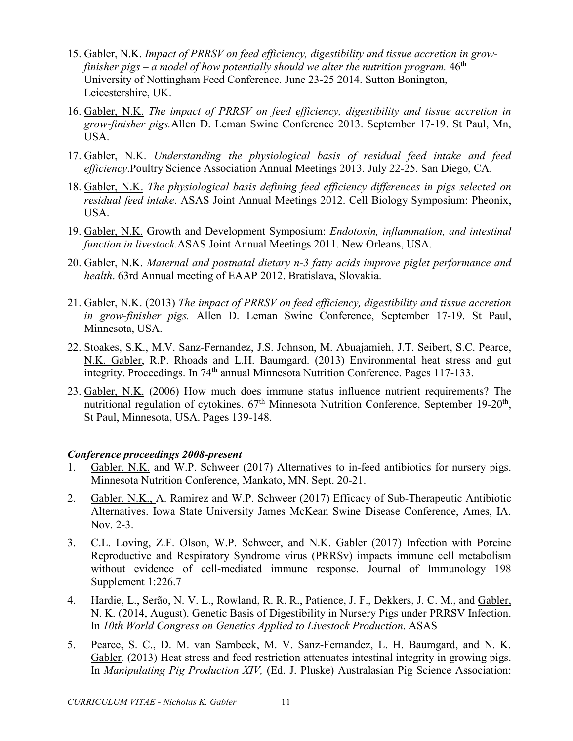15. Gabler, N.K. *Impact of PRRSV on feed efficiency, digestibility and tissue accretion in grow-finisher pigs – a model of how potentially should we alter the nutrition program.* 46th University of Nottingham Feed Conference. June 23-25 2014. Sutton Bonington, Leicestershire, UK.

16. Gabler, N.K. *The impact of PRRSV on feed efficiency, digestibility and tissue accretion in grow-finisher pigs.*Allen D. Leman Swine Conference 2013. September 17-19. St Paul, Mn, USA.

17. Gabler, N.K. *Understanding the physiological basis of residual feed intake and feed efficiency*.Poultry Science Association Annual Meetings 2013. July 22-25. San Diego, CA.

18. Gabler, N.K. *The physiological basis defining feed efficiency differences in pigs selected on residual feed intake*. ASAS Joint Annual Meetings 2012. Cell Biology Symposium: Pheonix, USA.

19. Gabler, N.K. Growth and Development Symposium: *Endotoxin, inflammation, and intestinal function in livestock*.ASAS Joint Annual Meetings 2011. New Orleans, USA.

20. Gabler, N.K. *Maternal and postnatal dietary n-3 fatty acids improve piglet performance and health*. 63rd Annual meeting of EAAP 2012. Bratislava, Slovakia.

21. Gabler, N.K. (2013) *The impact of PRRSV on feed efficiency, digestibility and tissue accretion in grow-finisher pigs.* Allen D. Leman Swine Conference, September 17-19. St Paul, Minnesota, USA.

22. Stoakes, S.K., M.V. Sanz-Fernandez, J.S. Johnson, M. Abuajamieh, J.T. Seibert, S.C. Pearce, N.K. Gabler, R.P. Rhoads and L.H. Baumgard. (2013) Environmental heat stress and gut integrity. Proceedings. In 74th annual Minnesota Nutrition Conference. Pages 117-133.

23. Gabler, N.K. (2006) How much does immune status influence nutrient requirements? The nutritional regulation of cytokines. 67th Minnesota Nutrition Conference, September 19-20th, St Paul, Minnesota, USA. Pages 139-148.

### *Conference proceedings 2008-present*

1. Gabler, N.K. and W.P. Schweer (2017) Alternatives to in-feed antibiotics for nursery pigs. Minnesota Nutrition Conference, Mankato, MN. Sept. 20-21.

2. Gabler, N.K., A. Ramirez and W.P. Schweer (2017) Efficacy of Sub-Therapeutic Antibiotic Alternatives. Iowa State University James McKean Swine Disease Conference, Ames, IA. Nov. 2-3.

3. C.L. Loving, Z.F. Olson, W.P. Schweer, and N.K. Gabler (2017) Infection with Porcine Reproductive and Respiratory Syndrome virus (PRRSv) impacts immune cell metabolism without evidence of cell-mediated immune response. Journal of Immunology 198 Supplement 1:226.7

4. Hardie, L., Serão, N. V. L., Rowland, R. R. R., Patience, J. F., Dekkers, J. C. M., and Gabler, N. K. (2014, August). Genetic Basis of Digestibility in Nursery Pigs under PRRSV Infection. In *10th World Congress on Genetics Applied to Livestock Production*. ASAS

5. Pearce, S. C., D. M. van Sambeek, M. V. Sanz-Fernandez, L. H. Baumgard, and N. K. Gabler. (2013) Heat stress and feed restriction attenuates intestinal integrity in growing pigs. In *Manipulating Pig Production XIV,* (Ed. J. Pluske) Australasian Pig Science Association: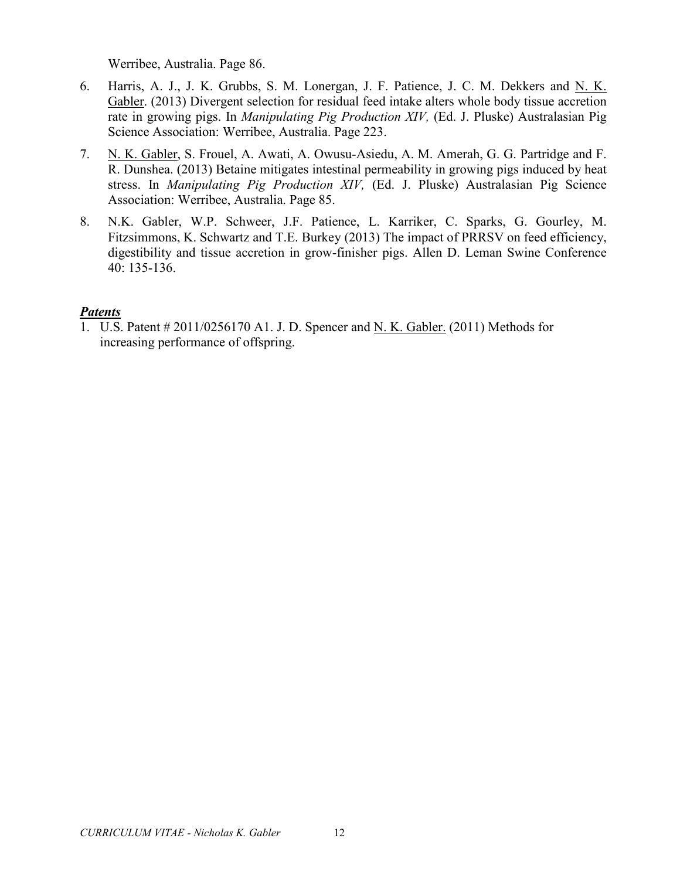Werribee, Australia. Page 86.

6. Harris, A. J., J. K. Grubbs, S. M. Lonergan, J. F. Patience, J. C. M. Dekkers and N. K. Gabler. (2013) Divergent selection for residual feed intake alters whole body tissue accretion rate in growing pigs. In *Manipulating Pig Production XIV,* (Ed. J. Pluske) Australasian Pig Science Association: Werribee, Australia. Page 223.
7. N. K. Gabler, S. Frouel, A. Awati, A. Owusu-Asiedu, A. M. Amerah, G. G. Partridge and F. R. Dunshea. (2013) Betaine mitigates intestinal permeability in growing pigs induced by heat stress. In *Manipulating Pig Production XIV,* (Ed. J. Pluske) Australasian Pig Science Association: Werribee, Australia. Page 85.
8. N.K. Gabler, W.P. Schweer, J.F. Patience, L. Karriker, C. Sparks, G. Gourley, M. Fitzsimmons, K. Schwartz and T.E. Burkey (2013) The impact of PRRSV on feed efficiency, digestibility and tissue accretion in grow-finisher pigs. Allen D. Leman Swine Conference 40: 135-136.

***Patents***

1. U.S. Patent # 2011/0256170 A1. J. D. Spencer and N. K. Gabler. (2011) Methods for increasing performance of offspring.